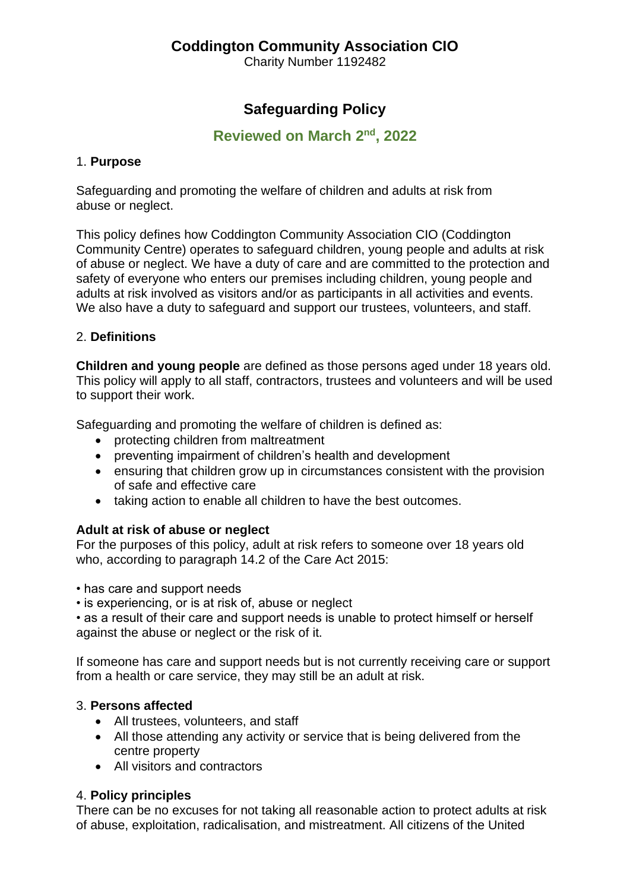# Coddington Community Association CIO

Charity Number 1192482

## Safeguarding Policy

### Reviewed on March 2nd, 2022

1. **Purpose**

Safeguarding and promoting the welfare of children and adults at risk from abuse or neglect.

This policy defines how Coddington Community Association CIO (Coddington Community Centre) operates to safeguard children, young people and adults at risk of abuse or neglect. We have a duty of care and are committed to the protection and safety of everyone who enters our premises including children, young people and adults at risk involved as visitors and/or as participants in all activities and events. We also have a duty to safeguard and support our trustees, volunteers, and staff.

2. **Definitions**

**Children and young people** are defined as those persons aged under 18 years old. This policy will apply to all staff, contractors, trustees and volunteers and will be used to support their work.

Safeguarding and promoting the welfare of children is defined as:

- protecting children from maltreatment
- preventing impairment of children's health and development
- ensuring that children grow up in circumstances consistent with the provision of safe and effective care
- taking action to enable all children to have the best outcomes.

**Adult at risk of abuse or neglect**

For the purposes of this policy, adult at risk refers to someone over 18 years old who, according to paragraph 14.2 of the Care Act 2015:

• has care and support needs

• is experiencing, or is at risk of, abuse or neglect

• as a result of their care and support needs is unable to protect himself or herself against the abuse or neglect or the risk of it.

If someone has care and support needs but is not currently receiving care or support from a health or care service, they may still be an adult at risk.

3. **Persons affected**

- All trustees, volunteers, and staff
- All those attending any activity or service that is being delivered from the centre property
- All visitors and contractors

4. **Policy principles**

There can be no excuses for not taking all reasonable action to protect adults at risk of abuse, exploitation, radicalisation, and mistreatment. All citizens of the United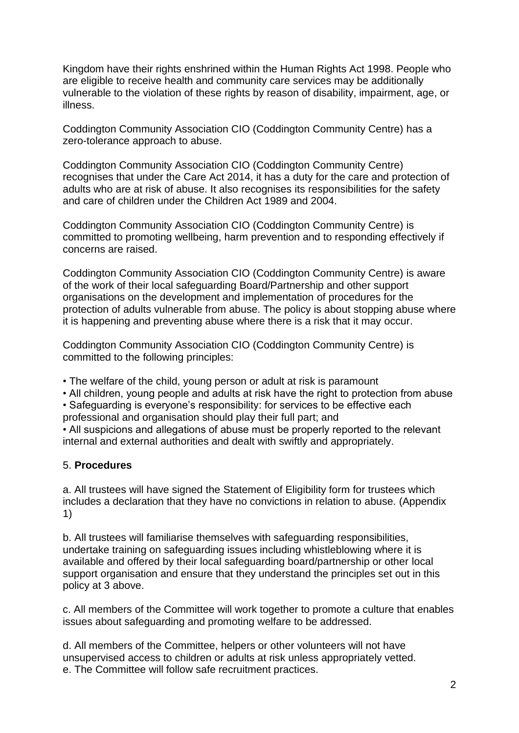Kingdom have their rights enshrined within the Human Rights Act 1998. People who are eligible to receive health and community care services may be additionally vulnerable to the violation of these rights by reason of disability, impairment, age, or illness.

Coddington Community Association CIO (Coddington Community Centre) has a zero-tolerance approach to abuse.

Coddington Community Association CIO (Coddington Community Centre) recognises that under the Care Act 2014, it has a duty for the care and protection of adults who are at risk of abuse. It also recognises its responsibilities for the safety and care of children under the Children Act 1989 and 2004.

Coddington Community Association CIO (Coddington Community Centre) is committed to promoting wellbeing, harm prevention and to responding effectively if concerns are raised.

Coddington Community Association CIO (Coddington Community Centre) is aware of the work of their local safeguarding Board/Partnership and other support organisations on the development and implementation of procedures for the protection of adults vulnerable from abuse. The policy is about stopping abuse where it is happening and preventing abuse where there is a risk that it may occur.

Coddington Community Association CIO (Coddington Community Centre) is committed to the following principles:

- The welfare of the child, young person or adult at risk is paramount
- All children, young people and adults at risk have the right to protection from abuse
- Safeguarding is everyone's responsibility: for services to be effective each professional and organisation should play their full part; and
- All suspicions and allegations of abuse must be properly reported to the relevant internal and external authorities and dealt with swiftly and appropriately.

5. **Procedures**

a. All trustees will have signed the Statement of Eligibility form for trustees which includes a declaration that they have no convictions in relation to abuse. (Appendix 1)

b. All trustees will familiarise themselves with safeguarding responsibilities, undertake training on safeguarding issues including whistleblowing where it is available and offered by their local safeguarding board/partnership or other local support organisation and ensure that they understand the principles set out in this policy at 3 above.

c. All members of the Committee will work together to promote a culture that enables issues about safeguarding and promoting welfare to be addressed.

d. All members of the Committee, helpers or other volunteers will not have unsupervised access to children or adults at risk unless appropriately vetted.
e. The Committee will follow safe recruitment practices.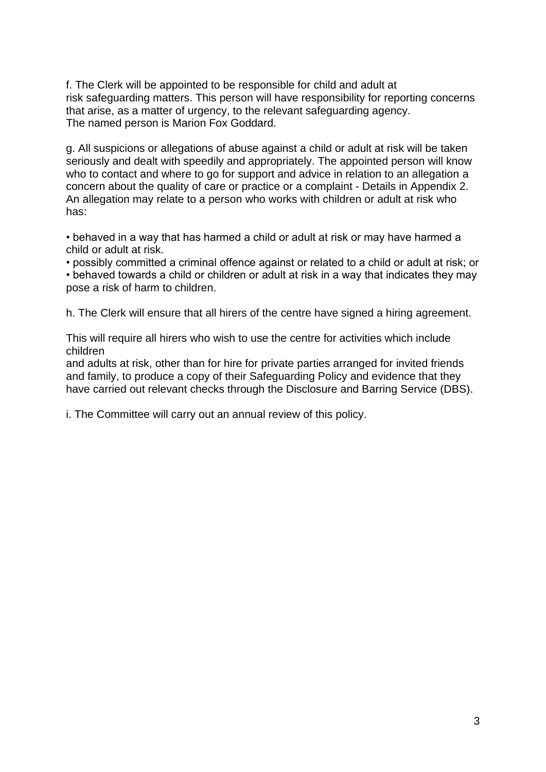f. The Clerk will be appointed to be responsible for child and adult at risk safeguarding matters. This person will have responsibility for reporting concerns that arise, as a matter of urgency, to the relevant safeguarding agency. The named person is Marion Fox Goddard.

g. All suspicions or allegations of abuse against a child or adult at risk will be taken seriously and dealt with speedily and appropriately. The appointed person will know who to contact and where to go for support and advice in relation to an allegation a concern about the quality of care or practice or a complaint - Details in Appendix 2. An allegation may relate to a person who works with children or adult at risk who has:

- behaved in a way that has harmed a child or adult at risk or may have harmed a child or adult at risk.
- possibly committed a criminal offence against or related to a child or adult at risk; or
- behaved towards a child or children or adult at risk in a way that indicates they may pose a risk of harm to children.

h. The Clerk will ensure that all hirers of the centre have signed a hiring agreement.

This will require all hirers who wish to use the centre for activities which include children and adults at risk, other than for hire for private parties arranged for invited friends and family, to produce a copy of their Safeguarding Policy and evidence that they have carried out relevant checks through the Disclosure and Barring Service (DBS).

i. The Committee will carry out an annual review of this policy.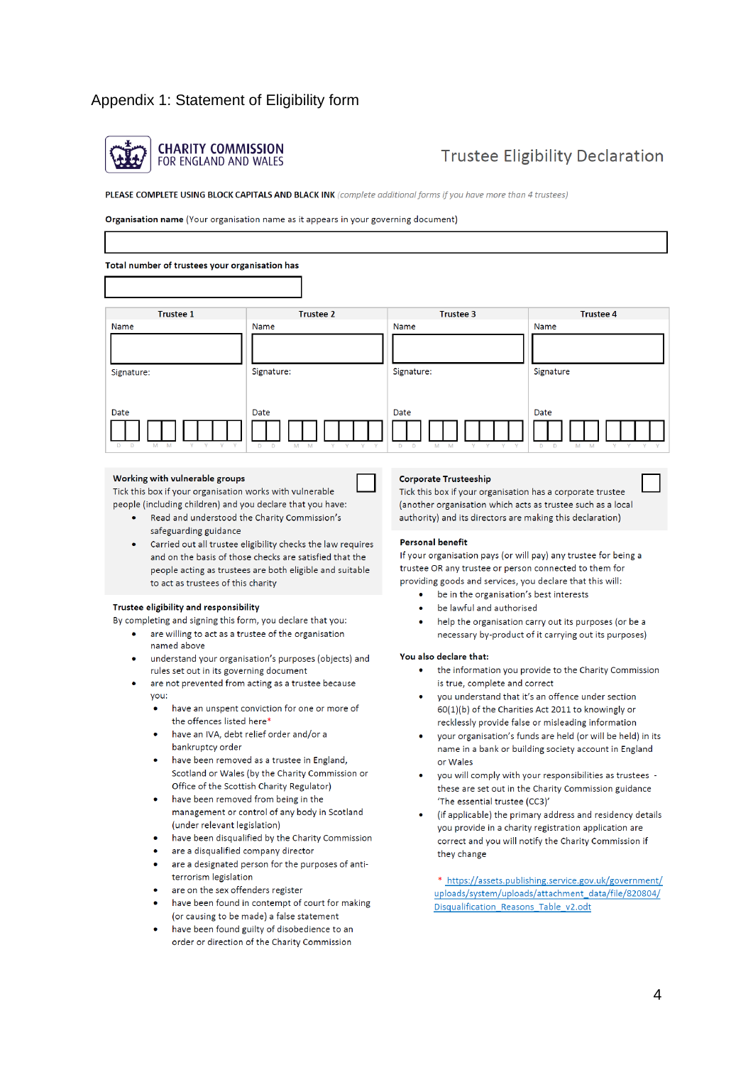# Appendix 1: Statement of Eligibility form

**CHARITY COMMISSION FOR ENGLAND AND WALES**

## Trustee Eligibility Declaration

**PLEASE COMPLETE USING BLOCK CAPITALS AND BLACK INK** *(complete additional forms if you have more than 4 trustees)*

**Organisation name** (Your organisation name as it appears in your governing document)

| |
|---|
| |

**Total number of trustees your organisation has**

| |
|---|
| |

| Trustee 1 | Trustee 2 | Trustee 3 | Trustee 4 |
|---|---|---|---|
| Name | Name | Name | Name |
| Signature: | Signature: | Signature: | Signature |
| Date D D M M Y Y Y Y | Date D D M M Y Y Y Y | Date D D M M Y Y Y Y | Date D D M M Y Y Y Y |

**Working with vulnerable groups** ☐

Tick this box if your organisation works with vulnerable people (including children) and you declare that you have:

- Read and understood the Charity Commission's safeguarding guidance
- Carried out all trustee eligibility checks the law requires and on the basis of those checks are satisfied that the people acting as trustees are both eligible and suitable to act as trustees of this charity

**Trustee eligibility and responsibility**

By completing and signing this form, you declare that you:

- are willing to act as a trustee of the organisation named above
- understand your organisation's purposes (objects) and rules set out in its governing document
- are not prevented from acting as a trustee because you:
  - have an unspent conviction for one or more of the offences listed here*
  - have an IVA, debt relief order and/or a bankruptcy order
  - have been removed as a trustee in England, Scotland or Wales (by the Charity Commission or Office of the Scottish Charity Regulator)
  - have been removed from being in the management or control of any body in Scotland (under relevant legislation)
  - have been disqualified by the Charity Commission
  - are a disqualified company director
  - are a designated person for the purposes of anti-terrorism legislation
  - are on the sex offenders register
  - have been found in contempt of court for making (or causing to be made) a false statement
  - have been found guilty of disobedience to an order or direction of the Charity Commission

**Corporate Trusteeship** ☐

Tick this box if your organisation has a corporate trustee (another organisation which acts as trustee such as a local authority) and its directors are making this declaration)

**Personal benefit**

If your organisation pays (or will pay) any trustee for being a trustee OR any trustee or person connected to them for providing goods and services, you declare that this will:

- be in the organisation's best interests
- be lawful and authorised
- help the organisation carry out its purposes (or be a necessary by-product of it carrying out its purposes)

**You also declare that:**

- the information you provide to the Charity Commission is true, complete and correct
- you understand that it's an offence under section 60(1)(b) of the Charities Act 2011 to knowingly or recklessly provide false or misleading information
- your organisation's funds are held (or will be held) in its name in a bank or building society account in England or Wales
- you will comply with your responsibilities as trustees - these are set out in the Charity Commission guidance 'The essential trustee (CC3)'
- (if applicable) the primary address and residency details you provide in a charity registration application are correct and you will notify the Charity Commission if they change

* https://assets.publishing.service.gov.uk/government/uploads/system/uploads/attachment_data/file/820804/Disqualification_Reasons_Table_v2.odt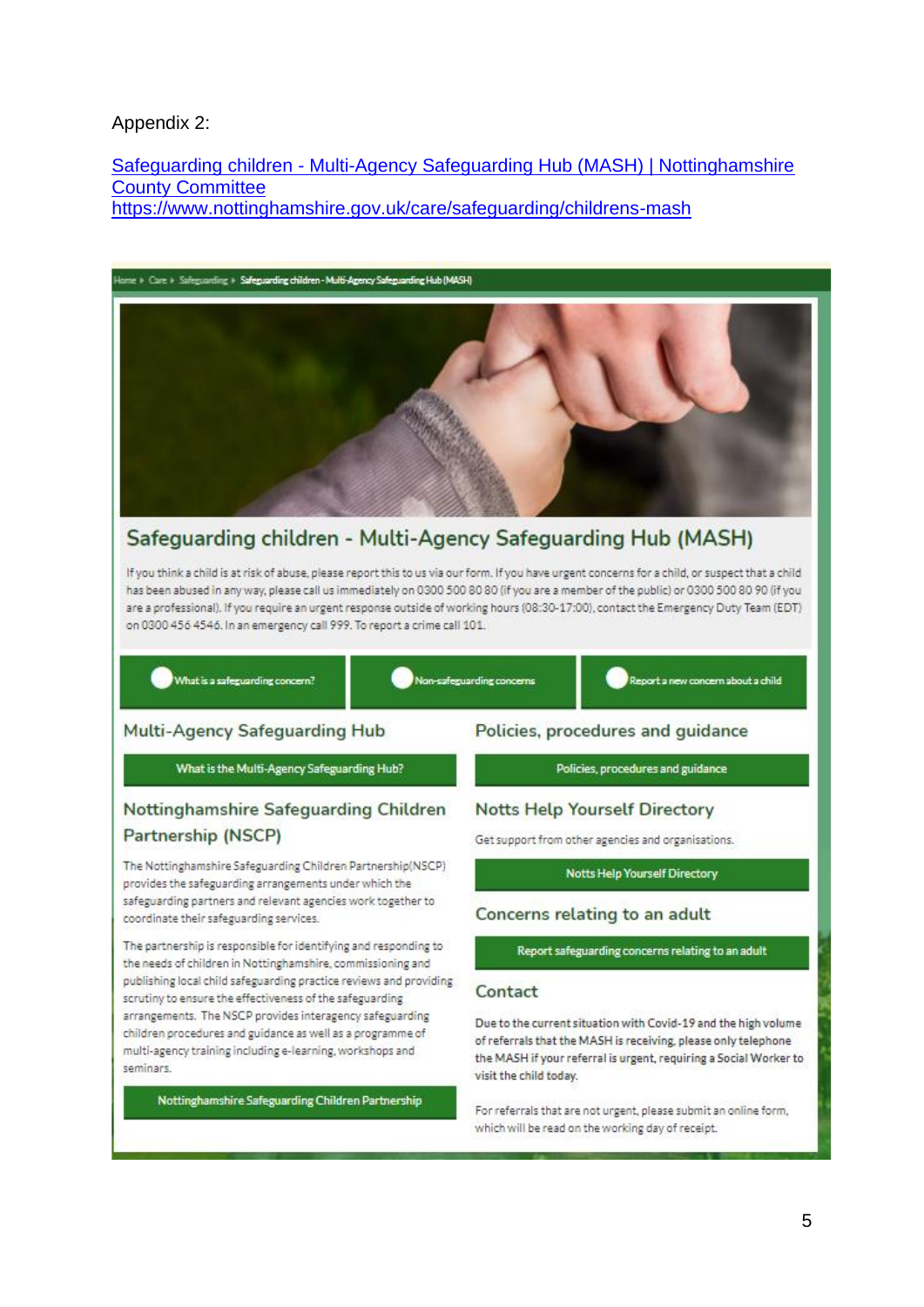Appendix 2:

[Safeguarding children - Multi-Agency Safeguarding Hub (MASH) | Nottinghamshire County Committee](https://www.nottinghamshire.gov.uk/care/safeguarding/childrens-mash)
https://www.nottinghamshire.gov.uk/care/safeguarding/childrens-mash

Home ▸ Care ▸ Safeguarding ▸ Safeguarding children - Multi-Agency Safeguarding Hub (MASH)

# Safeguarding children - Multi-Agency Safeguarding Hub (MASH)

If you think a child is at risk of abuse, please report this to us via our form. If you have urgent concerns for a child, or suspect that a child has been abused in any way, please call us immediately on 0300 500 80 80 (if you are a member of the public) or 0300 500 80 90 (if you are a professional). If you require an urgent response outside of working hours (08:30-17:00), contact the Emergency Duty Team (EDT) on 0300 456 4546. In an emergency call 999. To report a crime call 101.

What is a safeguarding concern? | Non-safeguarding concerns | Report a new concern about a child

## Multi-Agency Safeguarding Hub

What is the Multi-Agency Safeguarding Hub?

## Nottinghamshire Safeguarding Children Partnership (NSCP)

The Nottinghamshire Safeguarding Children Partnership(NSCP) provides the safeguarding arrangements under which the safeguarding partners and relevant agencies work together to coordinate their safeguarding services.

The partnership is responsible for identifying and responding to the needs of children in Nottinghamshire, commissioning and publishing local child safeguarding practice reviews and providing scrutiny to ensure the effectiveness of the safeguarding arrangements. The NSCP provides interagency safeguarding children procedures and guidance as well as a programme of multi-agency training including e-learning, workshops and seminars.

Nottinghamshire Safeguarding Children Partnership

## Policies, procedures and guidance

Policies, procedures and guidance

## Notts Help Yourself Directory

Get support from other agencies and organisations.

Notts Help Yourself Directory

## Concerns relating to an adult

Report safeguarding concerns relating to an adult

## Contact

Due to the current situation with Covid-19 and the high volume of referrals that the MASH is receiving, please only telephone the MASH if your referral is urgent, requiring a Social Worker to visit the child today.

For referrals that are not urgent, please submit an online form, which will be read on the working day of receipt.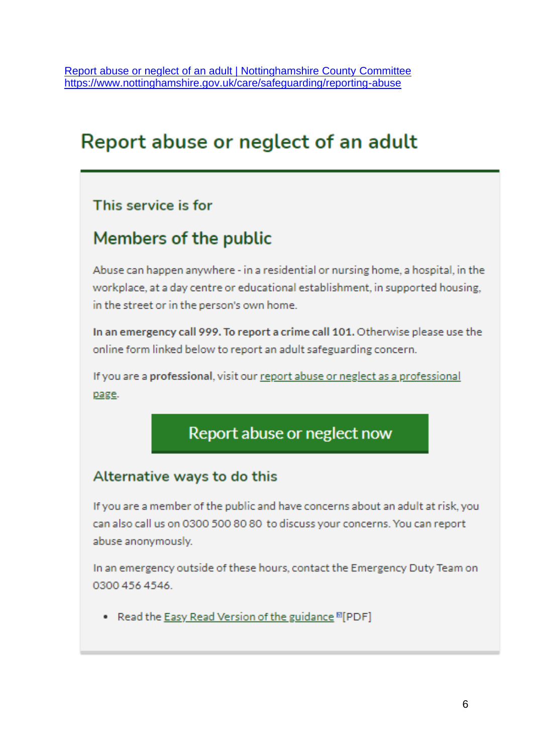[Report abuse or neglect of an adult | Nottinghamshire County Committee](https://www.nottinghamshire.gov.uk/care/safeguarding/reporting-abuse)
https://www.nottinghamshire.gov.uk/care/safeguarding/reporting-abuse

# Report abuse or neglect of an adult

### This service is for

## Members of the public

Abuse can happen anywhere - in a residential or nursing home, a hospital, in the workplace, at a day centre or educational establishment, in supported housing, in the street or in the person's own home.

**In an emergency call 999. To report a crime call 101.** Otherwise please use the online form linked below to report an adult safeguarding concern.

If you are a **professional**, visit our report abuse or neglect as a professional page.

**Report abuse or neglect now**

### Alternative ways to do this

If you are a member of the public and have concerns about an adult at risk, you can also call us on 0300 500 80 80 to discuss your concerns. You can report abuse anonymously.

In an emergency outside of these hours, contact the Emergency Duty Team on 0300 456 4546.

- Read the Easy Read Version of the guidance [PDF]